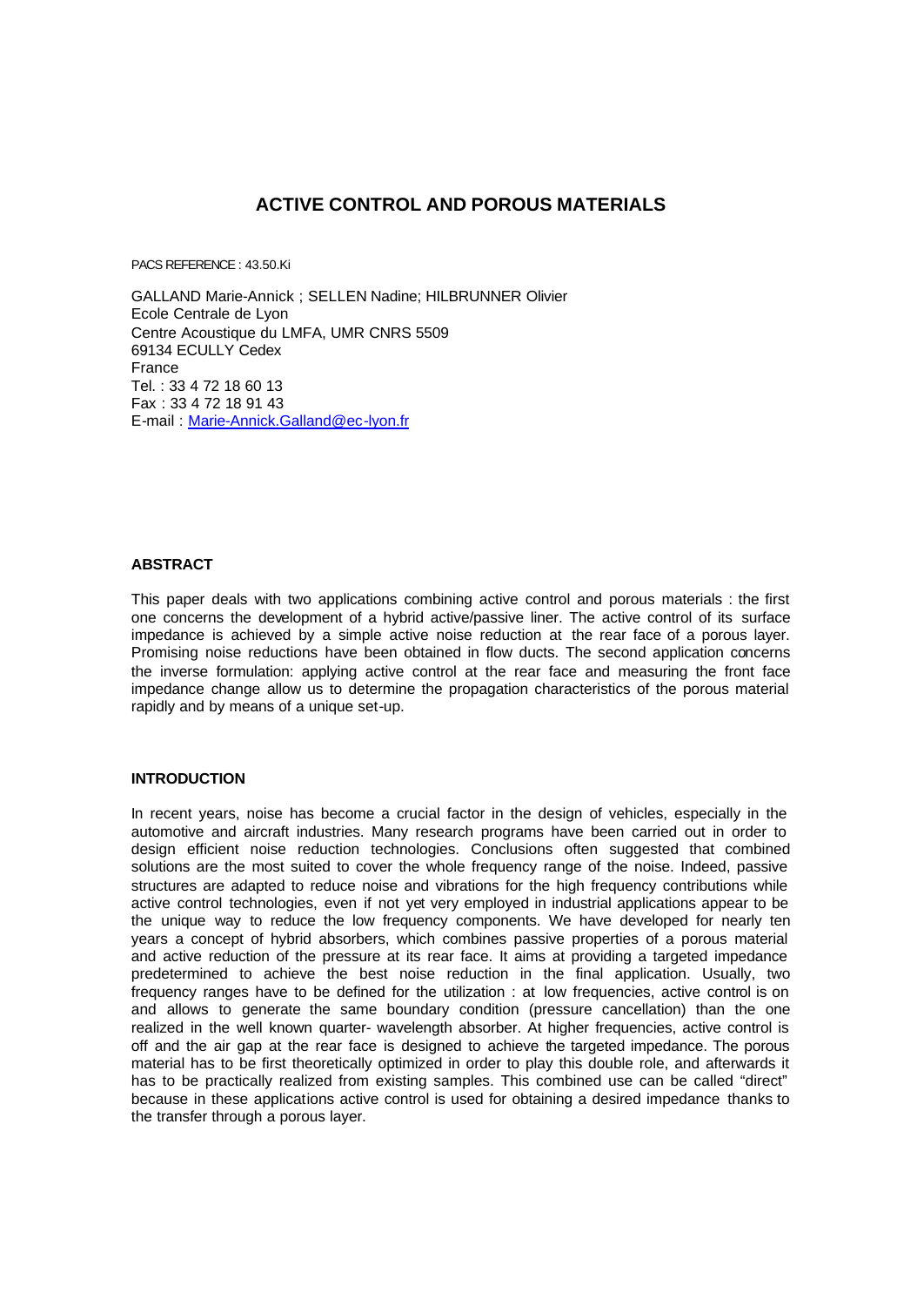# ACTIVE CONTROL AND POROUS MATERIALS

PACS REFERENCE : 43.50.Ki

GALLAND Marie-Annick ; SELLEN Nadine; HILBRUNNER Olivier
Ecole Centrale de Lyon
Centre Acoustique du LMFA, UMR CNRS 5509
69134 ECULLY Cedex
France
Tel. : 33 4 72 18 60 13
Fax : 33 4 72 18 91 43
E-mail : Marie-Annick.Galland@ec-lyon.fr

### ABSTRACT

This paper deals with two applications combining active control and porous materials : the first one concerns the development of a hybrid active/passive liner. The active control of its surface impedance is achieved by a simple active noise reduction at the rear face of a porous layer. Promising noise reductions have been obtained in flow ducts. The second application concerns the inverse formulation: applying active control at the rear face and measuring the front face impedance change allow us to determine the propagation characteristics of the porous material rapidly and by means of a unique set-up.

### INTRODUCTION

In recent years, noise has become a crucial factor in the design of vehicles, especially in the automotive and aircraft industries. Many research programs have been carried out in order to design efficient noise reduction technologies. Conclusions often suggested that combined solutions are the most suited to cover the whole frequency range of the noise. Indeed, passive structures are adapted to reduce noise and vibrations for the high frequency contributions while active control technologies, even if not yet very employed in industrial applications appear to be the unique way to reduce the low frequency components. We have developed for nearly ten years a concept of hybrid absorbers, which combines passive properties of a porous material and active reduction of the pressure at its rear face. It aims at providing a targeted impedance predetermined to achieve the best noise reduction in the final application. Usually, two frequency ranges have to be defined for the utilization : at low frequencies, active control is on and allows to generate the same boundary condition (pressure cancellation) than the one realized in the well known quarter- wavelength absorber. At higher frequencies, active control is off and the air gap at the rear face is designed to achieve the targeted impedance. The porous material has to be first theoretically optimized in order to play this double role, and afterwards it has to be practically realized from existing samples. This combined use can be called "direct" because in these applications active control is used for obtaining a desired impedance thanks to the transfer through a porous layer.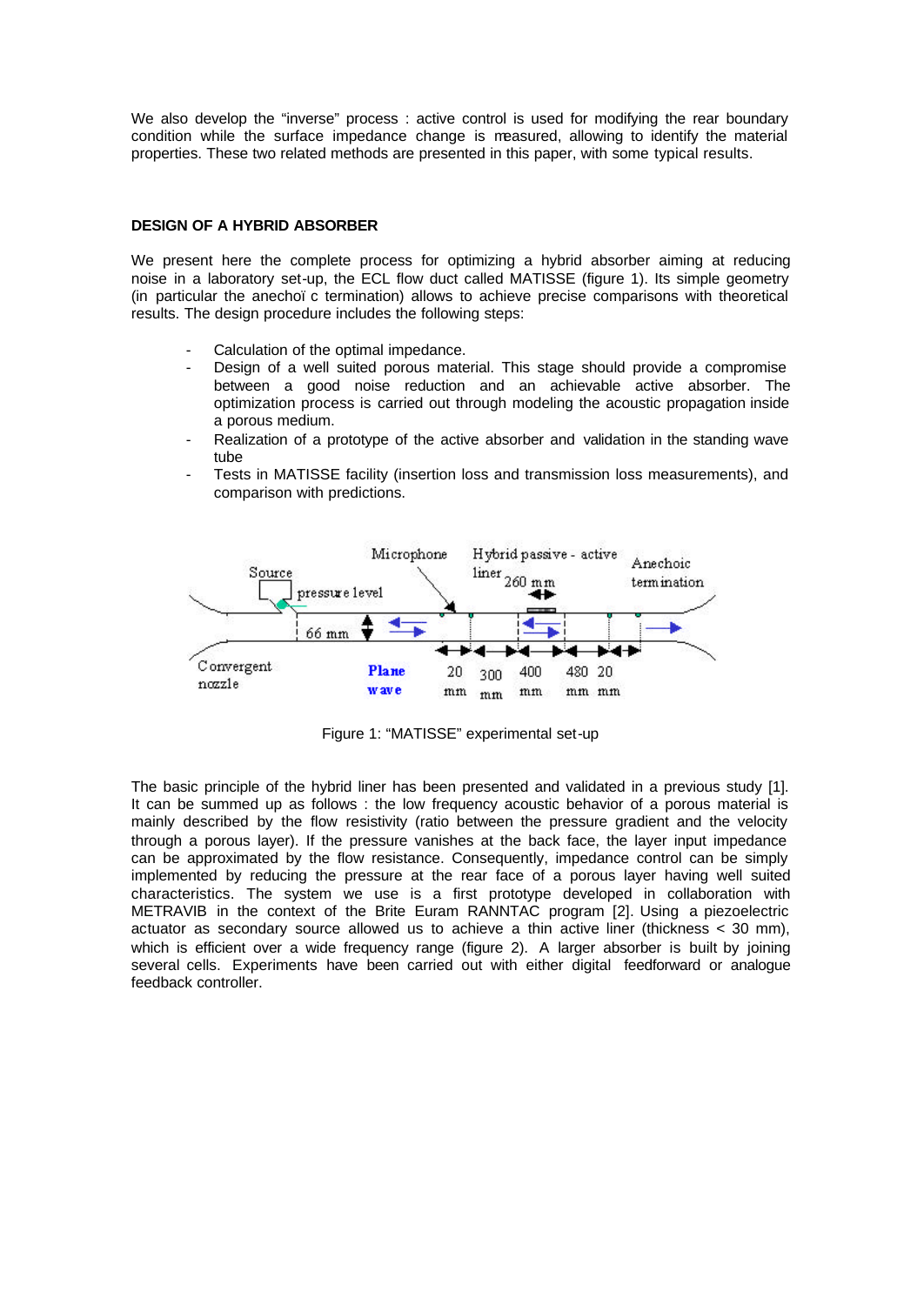We also develop the "inverse" process : active control is used for modifying the rear boundary condition while the surface impedance change is measured, allowing to identify the material properties. These two related methods are presented in this paper, with some typical results.

## DESIGN OF A HYBRID ABSORBER

We present here the complete process for optimizing a hybrid absorber aiming at reducing noise in a laboratory set-up, the ECL flow duct called MATISSE (figure 1). Its simple geometry (in particular the anechoïc termination) allows to achieve precise comparisons with theoretical results. The design procedure includes the following steps:

- Calculation of the optimal impedance.
- Design of a well suited porous material. This stage should provide a compromise between a good noise reduction and an achievable active absorber. The optimization process is carried out through modeling the acoustic propagation inside a porous medium.
- Realization of a prototype of the active absorber and validation in the standing wave tube
- Tests in MATISSE facility (insertion loss and transmission loss measurements), and comparison with predictions.

Figure 1: "MATISSE" experimental set-up

The basic principle of the hybrid liner has been presented and validated in a previous study [1]. It can be summed up as follows : the low frequency acoustic behavior of a porous material is mainly described by the flow resistivity (ratio between the pressure gradient and the velocity through a porous layer). If the pressure vanishes at the back face, the layer input impedance can be approximated by the flow resistance. Consequently, impedance control can be simply implemented by reducing the pressure at the rear face of a porous layer having well suited characteristics. The system we use is a first prototype developed in collaboration with METRAVIB in the context of the Brite Euram RANNTAC program [2]. Using a piezoelectric actuator as secondary source allowed us to achieve a thin active liner (thickness < 30 mm), which is efficient over a wide frequency range (figure 2). A larger absorber is built by joining several cells. Experiments have been carried out with either digital feedforward or analogue feedback controller.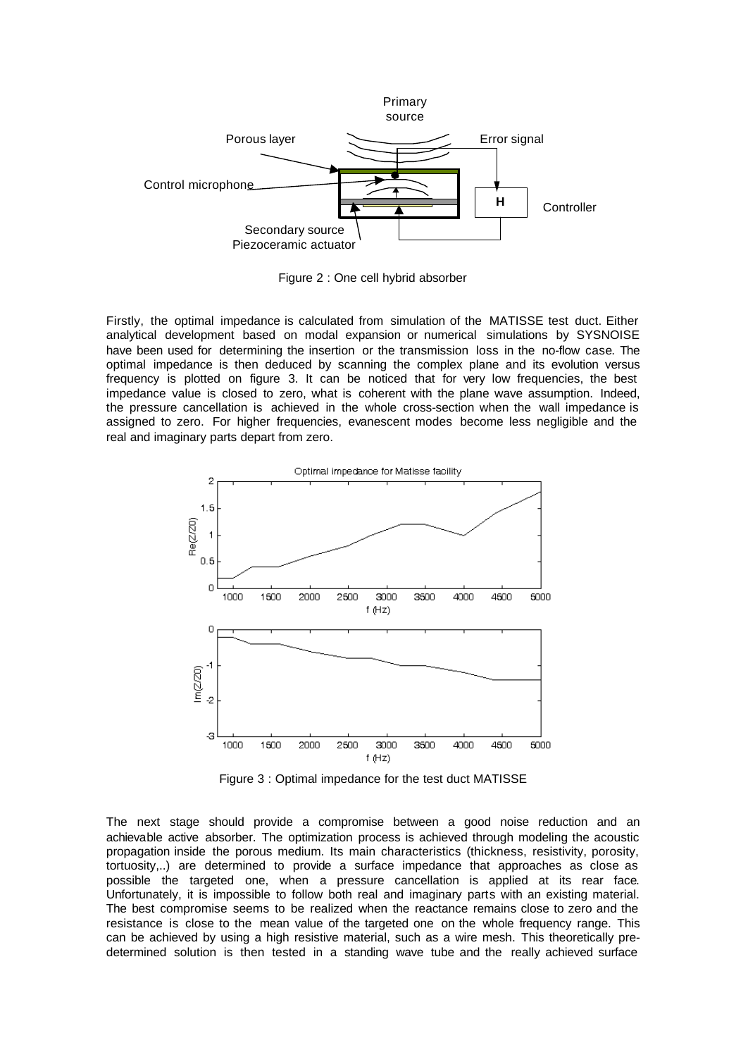Figure 2 : One cell hybrid absorber

Firstly, the optimal impedance is calculated from simulation of the MATISSE test duct. Either analytical development based on modal expansion or numerical simulations by SYSNOISE have been used for determining the insertion or the transmission loss in the no-flow case. The optimal impedance is then deduced by scanning the complex plane and its evolution versus frequency is plotted on figure 3. It can be noticed that for very low frequencies, the best impedance value is closed to zero, what is coherent with the plane wave assumption. Indeed, the pressure cancellation is achieved in the whole cross-section when the wall impedance is assigned to zero. For higher frequencies, evanescent modes become less negligible and the real and imaginary parts depart from zero.

Figure 3 : Optimal impedance for the test duct MATISSE

The next stage should provide a compromise between a good noise reduction and an achievable active absorber. The optimization process is achieved through modeling the acoustic propagation inside the porous medium. Its main characteristics (thickness, resistivity, porosity, tortuosity,..) are determined to provide a surface impedance that approaches as close as possible the targeted one, when a pressure cancellation is applied at its rear face. Unfortunately, it is impossible to follow both real and imaginary parts with an existing material. The best compromise seems to be realized when the reactance remains close to zero and the resistance is close to the mean value of the targeted one on the whole frequency range. This can be achieved by using a high resistive material, such as a wire mesh. This theoretically pre-determined solution is then tested in a standing wave tube and the really achieved surface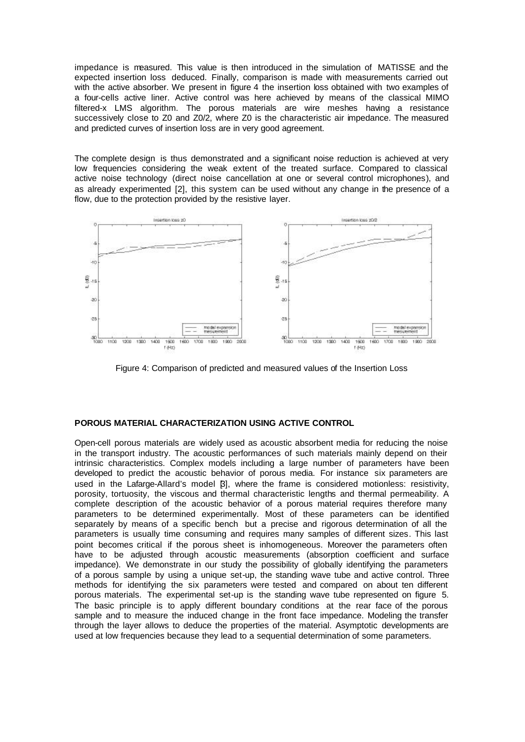impedance is measured. This value is then introduced in the simulation of MATISSE and the expected insertion loss deduced. Finally, comparison is made with measurements carried out with the active absorber. We present in figure 4 the insertion loss obtained with two examples of a four-cells active liner. Active control was here achieved by means of the classical MIMO filtered-x LMS algorithm. The porous materials are wire meshes having a resistance successively close to Z0 and Z0/2, where Z0 is the characteristic air impedance. The measured and predicted curves of insertion loss are in very good agreement.

The complete design is thus demonstrated and a significant noise reduction is achieved at very low frequencies considering the weak extent of the treated surface. Compared to classical active noise technology (direct noise cancellation at one or several control microphones), and as already experimented [2], this system can be used without any change in the presence of a flow, due to the protection provided by the resistive layer.

Figure 4: Comparison of predicted and measured values of the Insertion Loss

**POROUS MATERIAL CHARACTERIZATION USING ACTIVE CONTROL**

Open-cell porous materials are widely used as acoustic absorbent media for reducing the noise in the transport industry. The acoustic performances of such materials mainly depend on their intrinsic characteristics. Complex models including a large number of parameters have been developed to predict the acoustic behavior of porous media. For instance six parameters are used in the Lafarge-Allard's model [3], where the frame is considered motionless: resistivity, porosity, tortuosity, the viscous and thermal characteristic lengths and thermal permeability. A complete description of the acoustic behavior of a porous material requires therefore many parameters to be determined experimentally. Most of these parameters can be identified separately by means of a specific bench but a precise and rigorous determination of all the parameters is usually time consuming and requires many samples of different sizes. This last point becomes critical if the porous sheet is inhomogeneous. Moreover the parameters often have to be adjusted through acoustic measurements (absorption coefficient and surface impedance). We demonstrate in our study the possibility of globally identifying the parameters of a porous sample by using a unique set-up, the standing wave tube and active control. Three methods for identifying the six parameters were tested and compared on about ten different porous materials. The experimental set-up is the standing wave tube represented on figure 5. The basic principle is to apply different boundary conditions at the rear face of the porous sample and to measure the induced change in the front face impedance. Modeling the transfer through the layer allows to deduce the properties of the material. Asymptotic developments are used at low frequencies because they lead to a sequential determination of some parameters.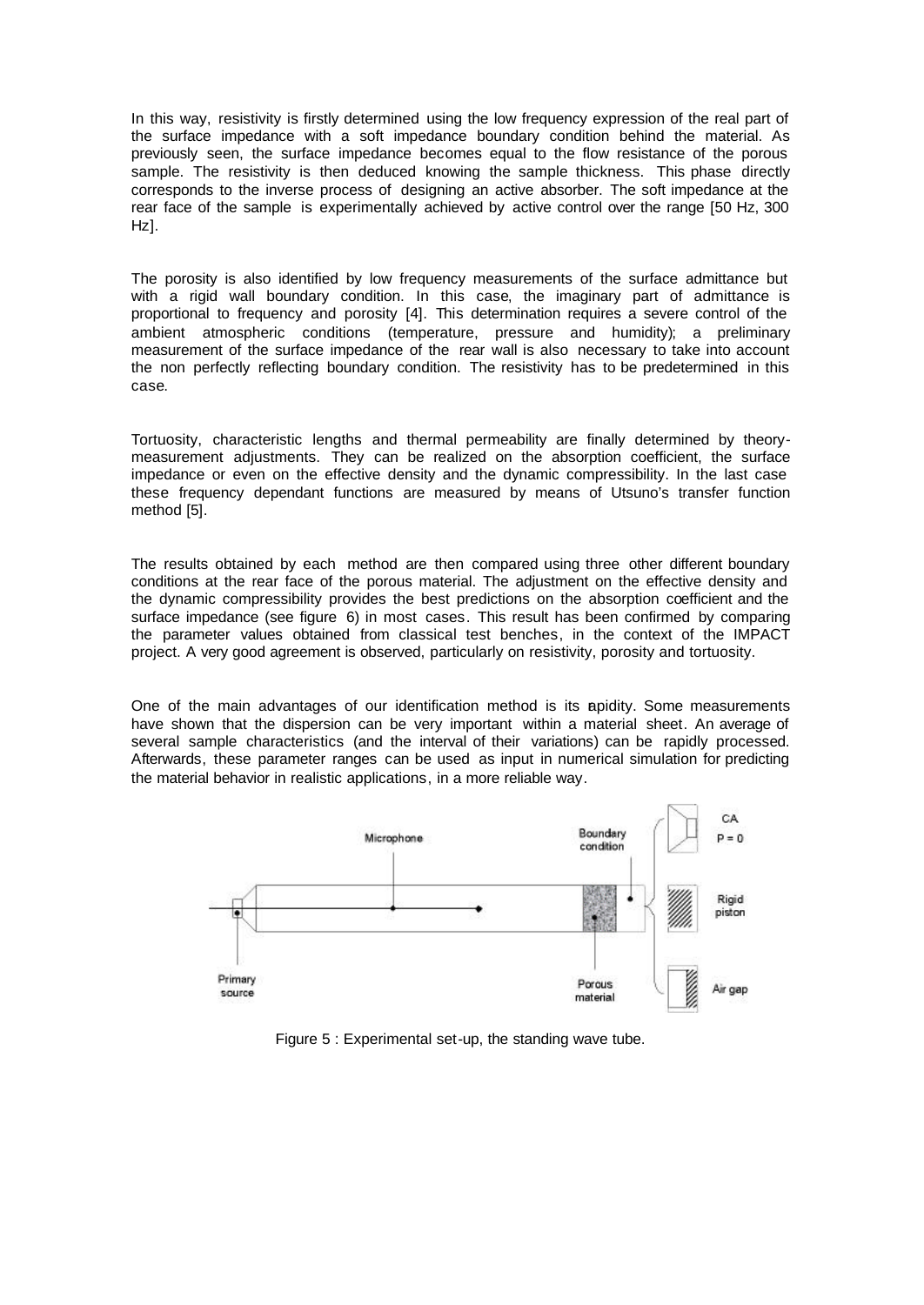In this way, resistivity is firstly determined using the low frequency expression of the real part of the surface impedance with a soft impedance boundary condition behind the material. As previously seen, the surface impedance becomes equal to the flow resistance of the porous sample. The resistivity is then deduced knowing the sample thickness. This phase directly corresponds to the inverse process of designing an active absorber. The soft impedance at the rear face of the sample is experimentally achieved by active control over the range [50 Hz, 300 Hz].

The porosity is also identified by low frequency measurements of the surface admittance but with a rigid wall boundary condition. In this case, the imaginary part of admittance is proportional to frequency and porosity [4]. This determination requires a severe control of the ambient atmospheric conditions (temperature, pressure and humidity); a preliminary measurement of the surface impedance of the rear wall is also necessary to take into account the non perfectly reflecting boundary condition. The resistivity has to be predetermined in this case.

Tortuosity, characteristic lengths and thermal permeability are finally determined by theory-measurement adjustments. They can be realized on the absorption coefficient, the surface impedance or even on the effective density and the dynamic compressibility. In the last case these frequency dependant functions are measured by means of Utsuno's transfer function method [5].

The results obtained by each method are then compared using three other different boundary conditions at the rear face of the porous material. The adjustment on the effective density and the dynamic compressibility provides the best predictions on the absorption coefficient and the surface impedance (see figure 6) in most cases. This result has been confirmed by comparing the parameter values obtained from classical test benches, in the context of the IMPACT project. A very good agreement is observed, particularly on resistivity, porosity and tortuosity.

One of the main advantages of our identification method is its rapidity. Some measurements have shown that the dispersion can be very important within a material sheet. An average of several sample characteristics (and the interval of their variations) can be rapidly processed. Afterwards, these parameter ranges can be used as input in numerical simulation for predicting the material behavior in realistic applications, in a more reliable way.

Figure 5 : Experimental set-up, the standing wave tube.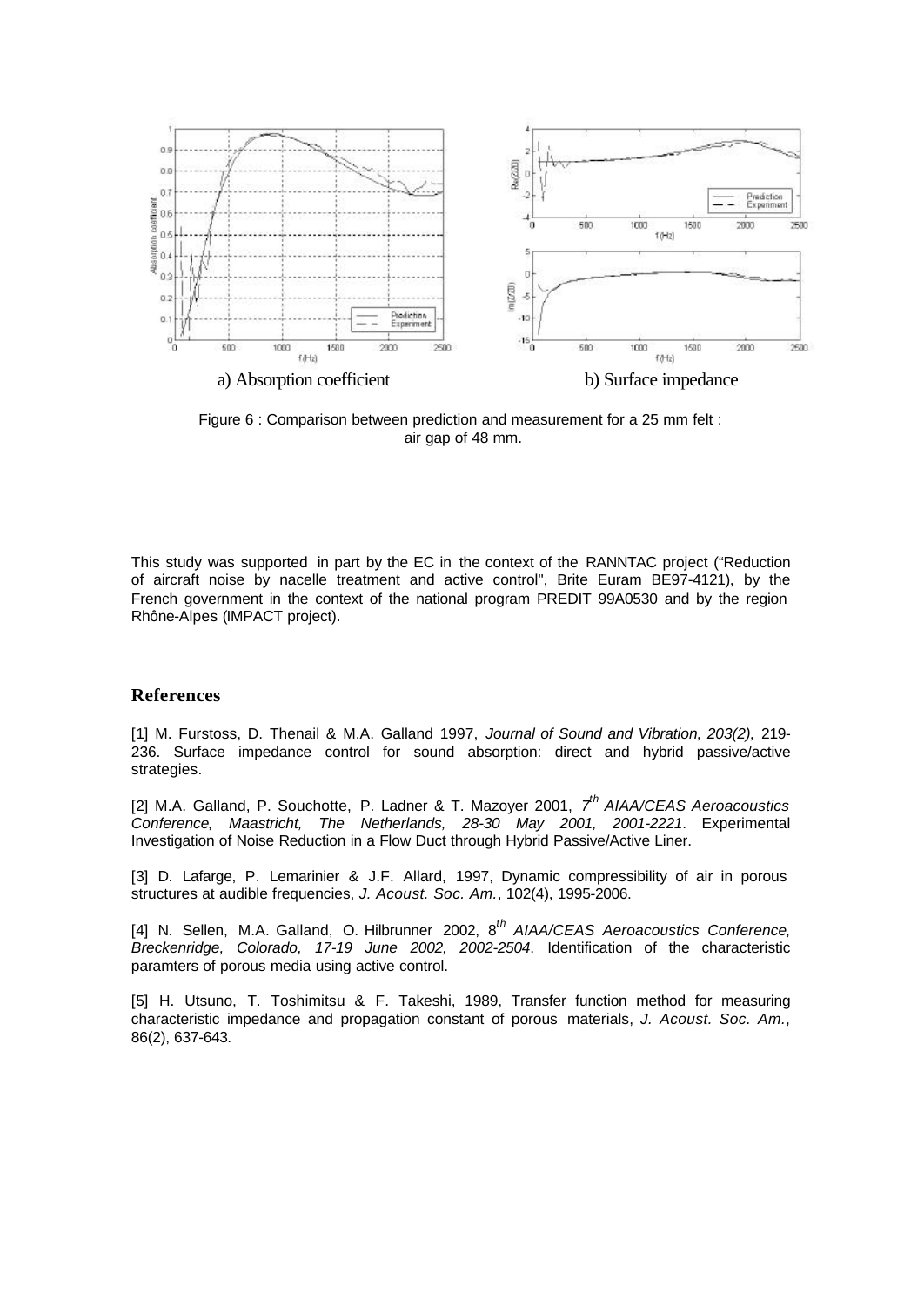a) Absorption coefficient

b) Surface impedance

Figure 6 : Comparison between prediction and measurement for a 25 mm felt : air gap of 48 mm.

This study was supported in part by the EC in the context of the RANNTAC project ("Reduction of aircraft noise by nacelle treatment and active control", Brite Euram BE97-4121), by the French government in the context of the national program PREDIT 99A0530 and by the region Rhône-Alpes (IMPACT project).

## References

[1] M. Furstoss, D. Thenail & M.A. Galland 1997, *Journal of Sound and Vibration, 203(2),* 219-236. Surface impedance control for sound absorption: direct and hybrid passive/active strategies.

[2] M.A. Galland, P. Souchotte, P. Ladner & T. Mazoyer 2001, *7th AIAA/CEAS Aeroacoustics Conference*, *Maastricht, The Netherlands, 28-30 May 2001, 2001-2221*. Experimental Investigation of Noise Reduction in a Flow Duct through Hybrid Passive/Active Liner.

[3] D. Lafarge, P. Lemarinier & J.F. Allard, 1997, Dynamic compressibility of air in porous structures at audible frequencies, *J. Acoust. Soc. Am.*, 102(4), 1995-2006.

[4] N. Sellen, M.A. Galland, O. Hilbrunner 2002, 8th *AIAA/CEAS Aeroacoustics Conference*, *Breckenridge, Colorado, 17-19 June 2002, 2002-2504*. Identification of the characteristic paramters of porous media using active control.

[5] H. Utsuno, T. Toshimitsu & F. Takeshi, 1989, Transfer function method for measuring characteristic impedance and propagation constant of porous materials, *J. Acoust. Soc. Am.*, 86(2), 637-643.